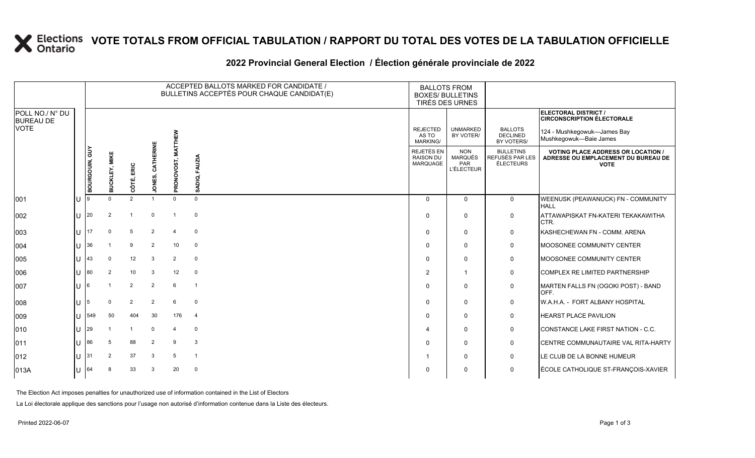# VOTE TOTALS FROM OFFICIAL TABULATION / RAPPORT DU TOTAL DES VOTES DE LA TABULATION OFFICIELLE

## 2022 Provincial General Election / Élection générale provinciale de 2022

ELECTORAL DISTRICT / CIRCONSCRIPTION ÉLECTORALE: 124 - Mushkegowuk—James Bay / Mushkegowuk—Baie James

| POLL NO./ N° DU BUREAU DE VOTE | | ACCEPTED BALLOTS MARKED FOR CANDIDATE / BULLETINS ACCEPTÉS POUR CHAQUE CANDIDAT(E) | | | | | | BALLOTS FROM BOXES/ BULLETINS TIRÉS DES URNES | | | |
|---|---|---|---|---|---|---|---|---|---|---|---|
| | | BOURGOUIN, GUY | BUCKLEY, MIKE | CÔTÉ, ERIC | JONES, CATHERINE | PRONOVOST, MATTHEW | SADIQ, FAUZIA | REJECTED AS TO MARKING/ REJETÉS EN RAISON DU MARQUAGE | UNMARKED BY VOTER/ NON MARQUÉS PAR L'ÉLECTEUR | BALLOTS DECLINED BY VOTERS/ BULLETINS REFUSÉS PAR LES ÉLECTEURS | VOTING PLACE ADDRESS OR LOCATION / ADRESSE OU EMPLACEMENT DU BUREAU DE VOTE |
| 001 | U | 9 | 0 | 2 | 1 | 0 | 0 | 0 | 0 | 0 | WEENUSK (PEAWANUCK) FN - COMMUNITY HALL |
| 002 | U | 20 | 2 | 1 | 0 | 1 | 0 | 0 | 0 | 0 | ATTAWAPISKAT FN-KATERI TEKAKAWITHA CTR. |
| 003 | U | 17 | 0 | 5 | 2 | 4 | 0 | 0 | 0 | 0 | KASHECHEWAN FN - COMM. ARENA |
| 004 | U | 36 | 1 | 9 | 2 | 10 | 0 | 0 | 0 | 0 | MOOSONEE COMMUNITY CENTER |
| 005 | U | 43 | 0 | 12 | 3 | 2 | 0 | 0 | 0 | 0 | MOOSONEE COMMUNITY CENTER |
| 006 | U | 80 | 2 | 10 | 3 | 12 | 0 | 2 | 1 | 0 | COMPLEX RE LIMITED PARTNERSHIP |
| 007 | U | 6 | 1 | 2 | 2 | 6 | 1 | 0 | 0 | 0 | MARTEN FALLS FN (OGOKI POST) - BAND OFF. |
| 008 | U | 5 | 0 | 2 | 2 | 6 | 0 | 0 | 0 | 0 | W.A.H.A. - FORT ALBANY HOSPITAL |
| 009 | U | 549 | 50 | 404 | 30 | 176 | 4 | 0 | 0 | 0 | HEARST PLACE PAVILION |
| 010 | U | 29 | 1 | 1 | 0 | 4 | 0 | 4 | 0 | 0 | CONSTANCE LAKE FIRST NATION - C.C. |
| 011 | U | 86 | 5 | 88 | 2 | 9 | 3 | 0 | 0 | 0 | CENTRE COMMUNAUTAIRE VAL RITA-HARTY |
| 012 | U | 31 | 2 | 37 | 3 | 5 | 1 | 1 | 0 | 0 | LE CLUB DE LA BONNE HUMEUR |
| 013A | U | 64 | 8 | 33 | 3 | 20 | 0 | 0 | 0 | 0 | ÉCOLE CATHOLIQUE ST-FRANÇOIS-XAVIER |

The Election Act imposes penalties for unauthorized use of information contained in the List of Electors

La Loi électorale applique des sanctions pour l'usage non autorisé d'information contenue dans la Liste des électeurs.

Printed 2022-06-07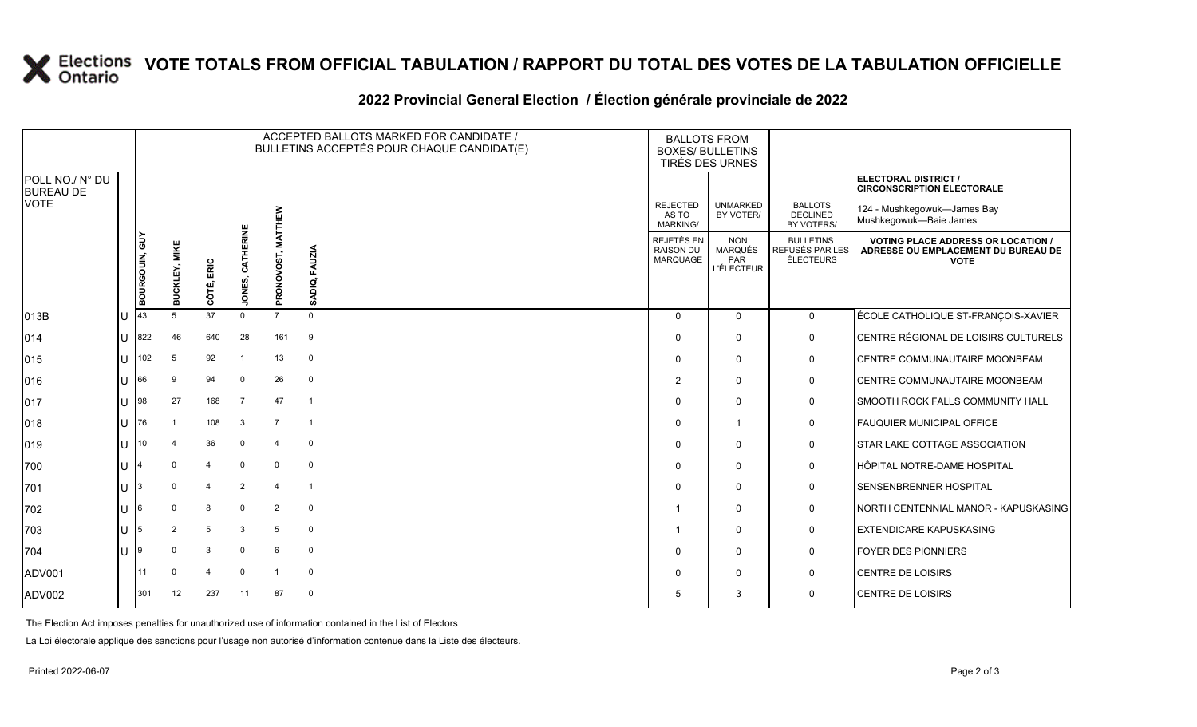# VOTE TOTALS FROM OFFICIAL TABULATION / RAPPORT DU TOTAL DES VOTES DE LA TABULATION OFFICIELLE

## 2022 Provincial General Election / Élection générale provinciale de 2022

| POLL NO./ N° DU BUREAU DE VOTE | | ACCEPTED BALLOTS MARKED FOR CANDIDATE / BULLETINS ACCEPTÉS POUR CHAQUE CANDIDAT(E) | | | | | | BALLOTS FROM BOXES/ BULLETINS TIRÉS DES URNES | | | ELECTORAL DISTRICT / CIRCONSCRIPTION ÉLECTORALE 124 - Mushkegowuk—James Bay Mushkegowuk—Baie James |
|---|---|---|---|---|---|---|---|---|---|---|---|
| | | BOURGOUIN, GUY | BUCKLEY, MIKE | CÔTÉ, ERIC | JONES, CATHERINE | PRONOVOST, MATTHEW | SADIQ, FAUZIA | REJECTED AS TO MARKING/ REJETÉS EN RAISON DU MARQUAGE | UNMARKED BY VOTER/ NON MARQUÉS PAR L'ÉLECTEUR | BALLOTS DECLINED BY VOTERS/ BULLETINS REFUSÉS PAR LES ÉLECTEURS | VOTING PLACE ADDRESS OR LOCATION / ADRESSE OU EMPLACEMENT DU BUREAU DE VOTE |
| 013B | U | 43 | 5 | 37 | 0 | 7 | 0 | 0 | 0 | 0 | ÉCOLE CATHOLIQUE ST-FRANÇOIS-XAVIER |
| 014 | U | 822 | 46 | 640 | 28 | 161 | 9 | 0 | 0 | 0 | CENTRE RÉGIONAL DE LOISIRS CULTURELS |
| 015 | U | 102 | 5 | 92 | 1 | 13 | 0 | 0 | 0 | 0 | CENTRE COMMUNAUTAIRE MOONBEAM |
| 016 | U | 66 | 9 | 94 | 0 | 26 | 0 | 2 | 0 | 0 | CENTRE COMMUNAUTAIRE MOONBEAM |
| 017 | U | 98 | 27 | 168 | 7 | 47 | 1 | 0 | 0 | 0 | SMOOTH ROCK FALLS COMMUNITY HALL |
| 018 | U | 76 | 1 | 108 | 3 | 7 | 1 | 0 | 1 | 0 | FAUQUIER MUNICIPAL OFFICE |
| 019 | U | 10 | 4 | 36 | 0 | 4 | 0 | 0 | 0 | 0 | STAR LAKE COTTAGE ASSOCIATION |
| 700 | U | 4 | 0 | 4 | 0 | 0 | 0 | 0 | 0 | 0 | HÔPITAL NOTRE-DAME HOSPITAL |
| 701 | U | 3 | 0 | 4 | 2 | 4 | 1 | 0 | 0 | 0 | SENSENBRENNER HOSPITAL |
| 702 | U | 6 | 0 | 8 | 0 | 2 | 0 | 1 | 0 | 0 | NORTH CENTENNIAL MANOR - KAPUSKASING |
| 703 | U | 5 | 2 | 5 | 3 | 5 | 0 | 1 | 0 | 0 | EXTENDICARE KAPUSKASING |
| 704 | U | 9 | 0 | 3 | 0 | 6 | 0 | 0 | 0 | 0 | FOYER DES PIONNIERS |
| ADV001 | | 11 | 0 | 4 | 0 | 1 | 0 | 0 | 0 | 0 | CENTRE DE LOISIRS |
| ADV002 | | 301 | 12 | 237 | 11 | 87 | 0 | 5 | 3 | 0 | CENTRE DE LOISIRS |

The Election Act imposes penalties for unauthorized use of information contained in the List of Electors

La Loi électorale applique des sanctions pour l'usage non autorisé d'information contenue dans la Liste des électeurs.

Printed 2022-06-07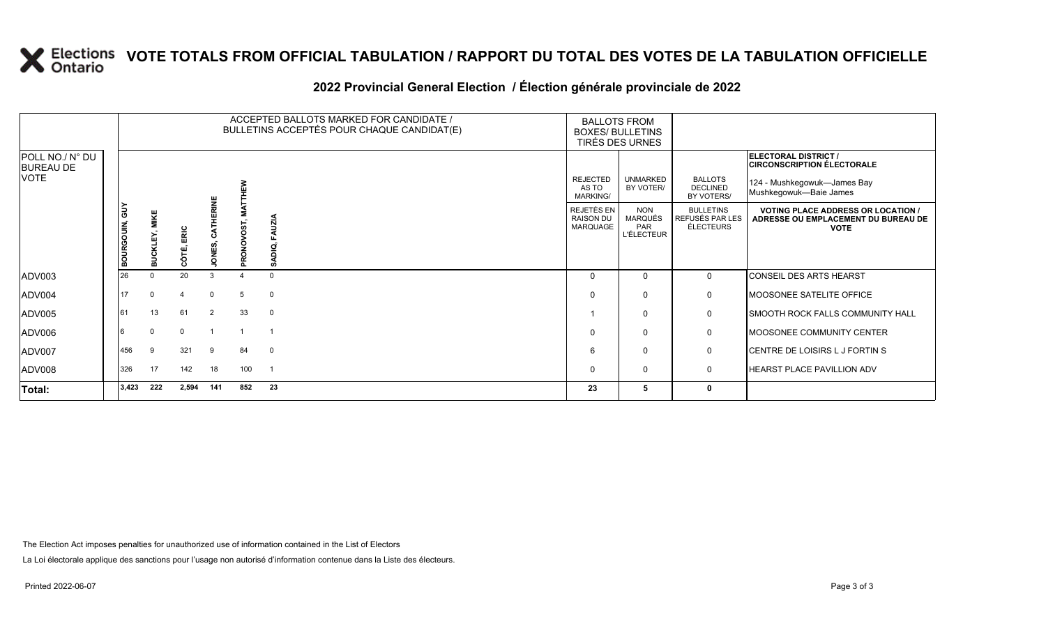# VOTE TOTALS FROM OFFICIAL TABULATION / RAPPORT DU TOTAL DES VOTES DE LA TABULATION OFFICIELLE

## 2022 Provincial General Election / Élection générale provinciale de 2022

| POLL NO./ N° DU BUREAU DE VOTE | ACCEPTED BALLOTS MARKED FOR CANDIDATE / BULLETINS ACCEPTÉS POUR CHAQUE CANDIDAT(E) | | | | | | BALLOTS FROM BOXES/ BULLETINS TIRÉS DES URNES | | | ELECTORAL DISTRICT / CIRCONSCRIPTION ÉLECTORALE 124 - Mushkegowuk—James Bay Mushkegowuk—Baie James |
|---|---|---|---|---|---|---|---|---|---|---|
| | BOURGOUIN, GUY | BUCKLEY, MIKE | CÔTÉ, ERIC | JONES, CATHERINE | PRONOVOST, MATTHEW | SADIQ, FAUZIA | REJECTED AS TO MARKING/ REJETÉS EN RAISON DU MARQUAGE | UNMARKED BY VOTER/ NON MARQUÉS PAR L'ÉLECTEUR | BALLOTS DECLINED BY VOTERS/ BULLETINS REFUSÉS PAR LES ÉLECTEURS | VOTING PLACE ADDRESS OR LOCATION / ADRESSE OU EMPLACEMENT DU BUREAU DE VOTE |
| ADV003 | 26 | 0 | 20 | 3 | 4 | 0 | 0 | 0 | 0 | CONSEIL DES ARTS HEARST |
| ADV004 | 17 | 0 | 4 | 0 | 5 | 0 | 0 | 0 | 0 | MOOSONEE SATELITE OFFICE |
| ADV005 | 61 | 13 | 61 | 2 | 33 | 0 | 1 | 0 | 0 | SMOOTH ROCK FALLS COMMUNITY HALL |
| ADV006 | 6 | 0 | 0 | 1 | 1 | 1 | 0 | 0 | 0 | MOOSONEE COMMUNITY CENTER |
| ADV007 | 456 | 9 | 321 | 9 | 84 | 0 | 6 | 0 | 0 | CENTRE DE LOISIRS L J FORTIN S |
| ADV008 | 326 | 17 | 142 | 18 | 100 | 1 | 0 | 0 | 0 | HEARST PLACE PAVILLION ADV |
| **Total:** | **3,423** | **222** | **2,594** | **141** | **852** | **23** | **23** | **5** | **0** | |

The Election Act imposes penalties for unauthorized use of information contained in the List of Electors

La Loi électorale applique des sanctions pour l'usage non autorisé d'information contenue dans la Liste des électeurs.

Printed 2022-06-07